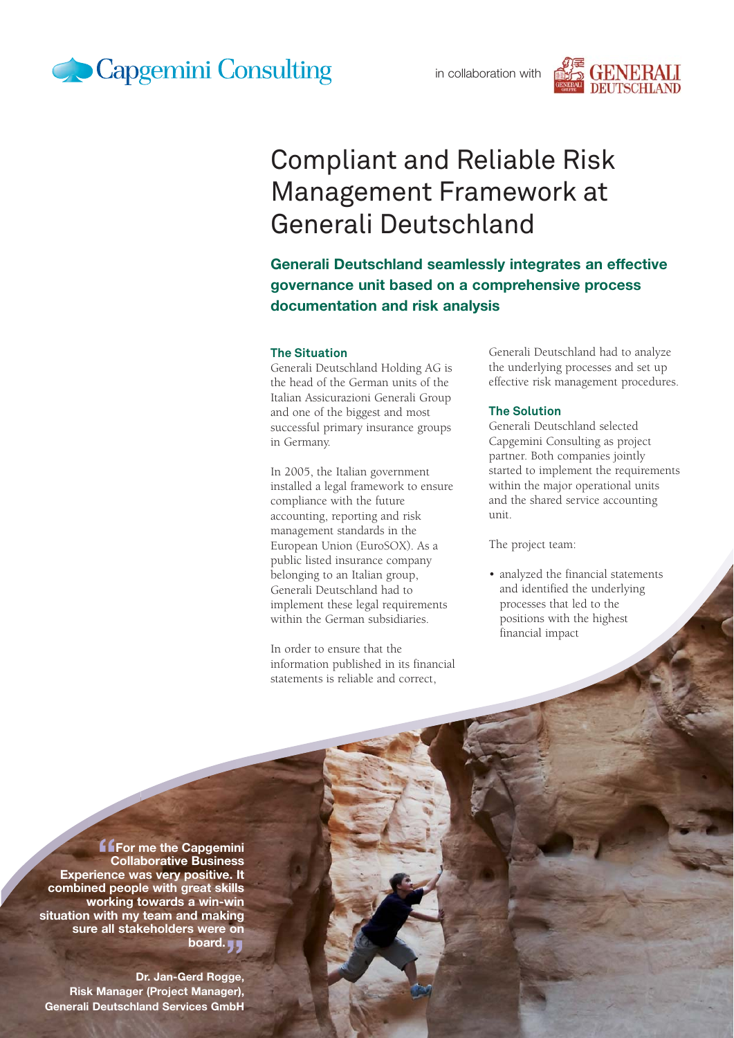Capgemini Consulting in collaboration with GENERALI DEUTSCHLAND

# Compliant and Reliable Risk Management Framework at Generali Deutschland

## Generali Deutschland seamlessly integrates an effective governance unit based on a comprehensive process documentation and risk analysis

### The Situation

Generali Deutschland Holding AG is the head of the German units of the Italian Assicurazioni Generali Group and one of the biggest and most successful primary insurance groups in Germany.

In 2005, the Italian government installed a legal framework to ensure compliance with the future accounting, reporting and risk management standards in the European Union (EuroSOX). As a public listed insurance company belonging to an Italian group, Generali Deutschland had to implement these legal requirements within the German subsidiaries.

In order to ensure that the information published in its financial statements is reliable and correct, Generali Deutschland had to analyze the underlying processes and set up effective risk management procedures.

### The Solution

Generali Deutschland selected Capgemini Consulting as project partner. Both companies jointly started to implement the requirements within the major operational units and the shared service accounting unit.

The project team:

- analyzed the financial statements and identified the underlying processes that led to the positions with the highest financial impact

> **"For me the Capgemini Collaborative Business Experience was very positive. It combined people with great skills working towards a win-win situation with my team and making sure all stakeholders were on board."**
>
> **Dr. Jan-Gerd Rogge, Risk Manager (Project Manager), Generali Deutschland Services GmbH**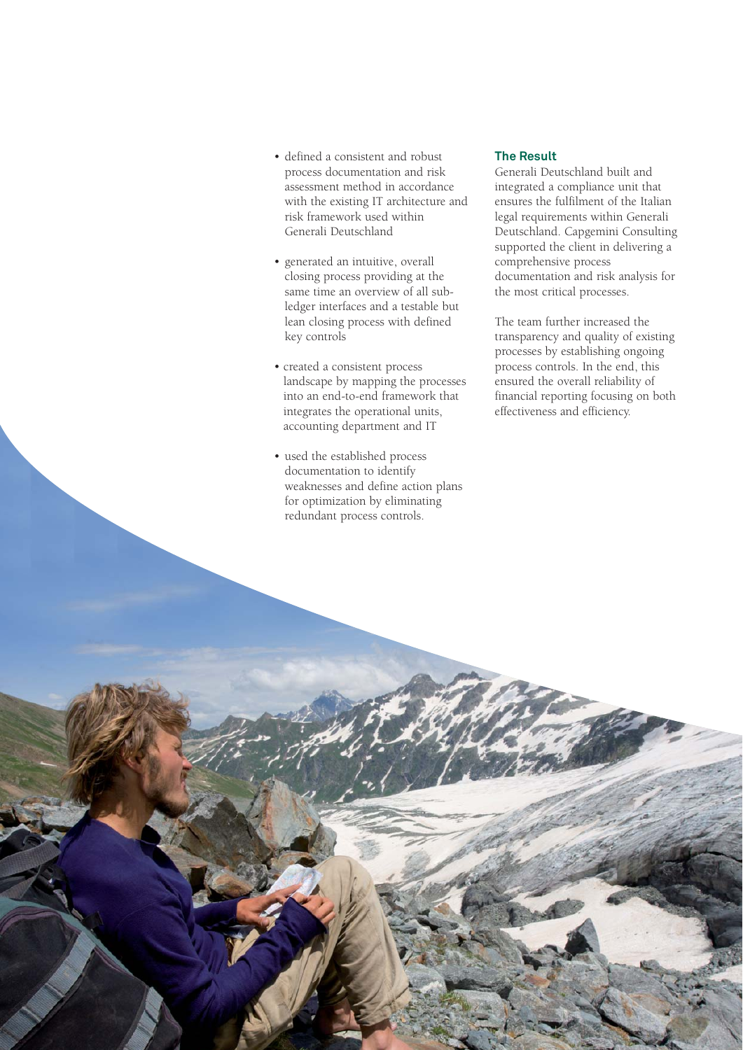- defined a consistent and robust process documentation and risk assessment method in accordance with the existing IT architecture and risk framework used within Generali Deutschland
- generated an intuitive, overall closing process providing at the same time an overview of all sub-ledger interfaces and a testable but lean closing process with defined key controls
- created a consistent process landscape by mapping the processes into an end-to-end framework that integrates the operational units, accounting department and IT
- used the established process documentation to identify weaknesses and define action plans for optimization by eliminating redundant process controls.

### The Result

Generali Deutschland built and integrated a compliance unit that ensures the fulfilment of the Italian legal requirements within Generali Deutschland. Capgemini Consulting supported the client in delivering a comprehensive process documentation and risk analysis for the most critical processes.

The team further increased the transparency and quality of existing processes by establishing ongoing process controls. In the end, this ensured the overall reliability of financial reporting focusing on both effectiveness and efficiency.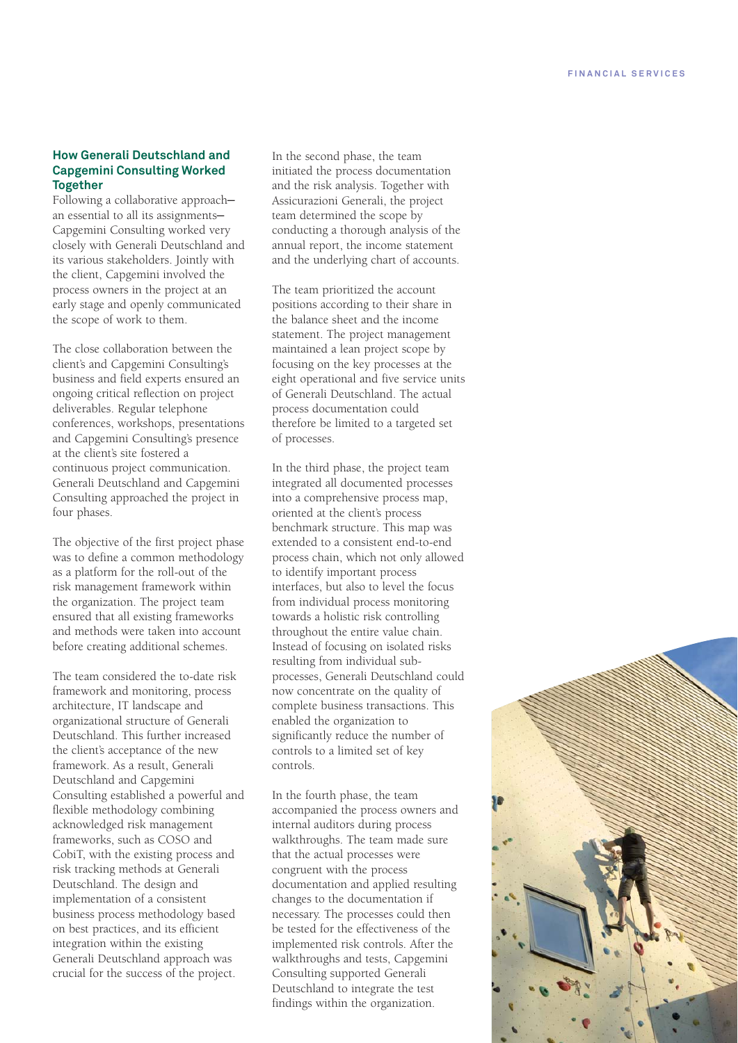## How Generali Deutschland and Capgemini Consulting Worked Together

Following a collaborative approach—an essential to all its assignments—Capgemini Consulting worked very closely with Generali Deutschland and its various stakeholders. Jointly with the client, Capgemini involved the process owners in the project at an early stage and openly communicated the scope of work to them.

The close collaboration between the client's and Capgemini Consulting's business and field experts ensured an ongoing critical reflection on project deliverables. Regular telephone conferences, workshops, presentations and Capgemini Consulting's presence at the client's site fostered a continuous project communication. Generali Deutschland and Capgemini Consulting approached the project in four phases.

The objective of the first project phase was to define a common methodology as a platform for the roll-out of the risk management framework within the organization. The project team ensured that all existing frameworks and methods were taken into account before creating additional schemes.

The team considered the to-date risk framework and monitoring, process architecture, IT landscape and organizational structure of Generali Deutschland. This further increased the client's acceptance of the new framework. As a result, Generali Deutschland and Capgemini Consulting established a powerful and flexible methodology combining acknowledged risk management frameworks, such as COSO and CobiT, with the existing process and risk tracking methods at Generali Deutschland. The design and implementation of a consistent business process methodology based on best practices, and its efficient integration within the existing Generali Deutschland approach was crucial for the success of the project.

In the second phase, the team initiated the process documentation and the risk analysis. Together with Assicurazioni Generali, the project team determined the scope by conducting a thorough analysis of the annual report, the income statement and the underlying chart of accounts.

The team prioritized the account positions according to their share in the balance sheet and the income statement. The project management maintained a lean project scope by focusing on the key processes at the eight operational and five service units of Generali Deutschland. The actual process documentation could therefore be limited to a targeted set of processes.

In the third phase, the project team integrated all documented processes into a comprehensive process map, oriented at the client's process benchmark structure. This map was extended to a consistent end-to-end process chain, which not only allowed to identify important process interfaces, but also to level the focus from individual process monitoring towards a holistic risk controlling throughout the entire value chain. Instead of focusing on isolated risks resulting from individual sub-processes, Generali Deutschland could now concentrate on the quality of complete business transactions. This enabled the organization to significantly reduce the number of controls to a limited set of key controls.

In the fourth phase, the team accompanied the process owners and internal auditors during process walkthroughs. The team made sure that the actual processes were congruent with the process documentation and applied resulting changes to the documentation if necessary. The processes could then be tested for the effectiveness of the implemented risk controls. After the walkthroughs and tests, Capgemini Consulting supported Generali Deutschland to integrate the test findings within the organization.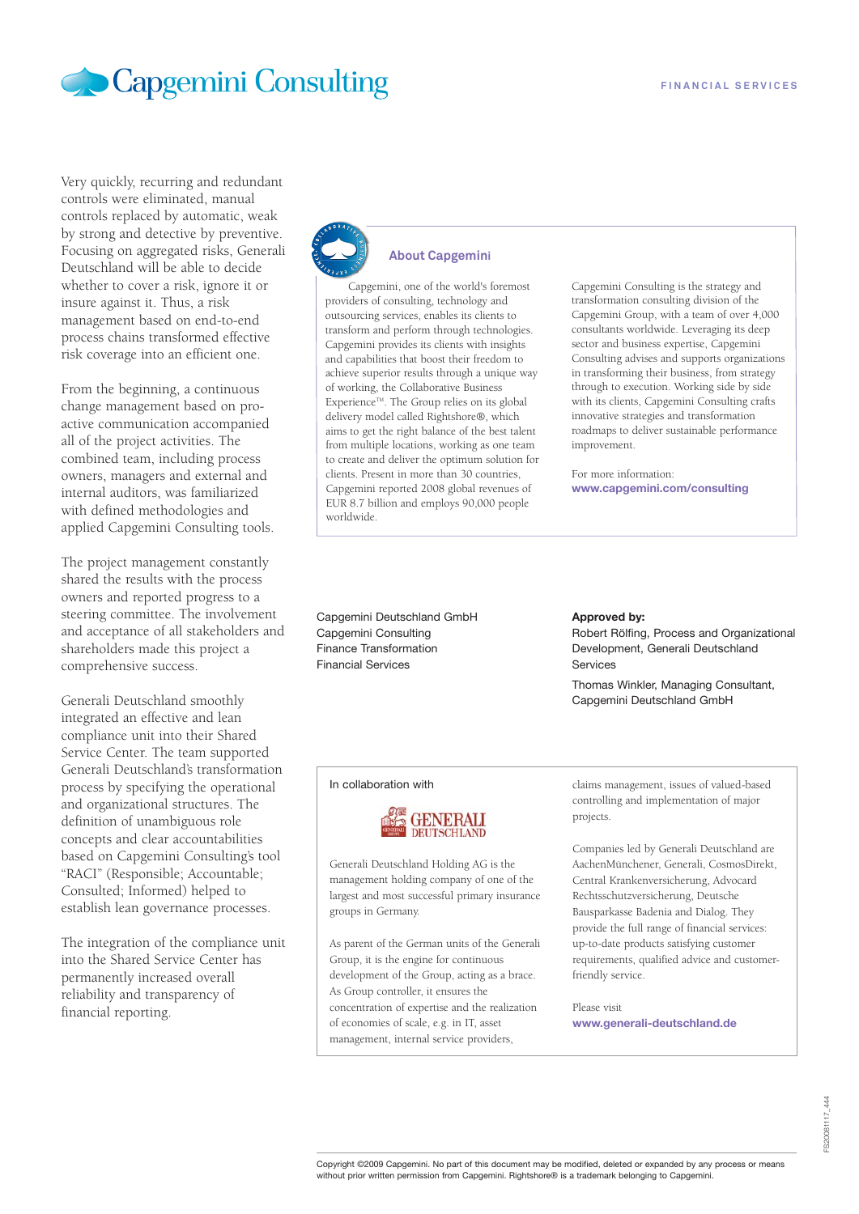Very quickly, recurring and redundant controls were eliminated, manual controls replaced by automatic, weak by strong and detective by preventive. Focusing on aggregated risks, Generali Deutschland will be able to decide whether to cover a risk, ignore it or insure against it. Thus, a risk management based on end-to-end process chains transformed effective risk coverage into an efficient one.

From the beginning, a continuous change management based on pro-active communication accompanied all of the project activities. The combined team, including process owners, managers and external and internal auditors, was familiarized with defined methodologies and applied Capgemini Consulting tools.

The project management constantly shared the results with the process owners and reported progress to a steering committee. The involvement and acceptance of all stakeholders and shareholders made this project a comprehensive success.

Generali Deutschland smoothly integrated an effective and lean compliance unit into their Shared Service Center. The team supported Generali Deutschland's transformation process by specifying the operational and organizational structures. The definition of unambiguous role concepts and clear accountabilities based on Capgemini Consulting's tool "RACI" (Responsible; Accountable; Consulted; Informed) helped to establish lean governance processes.

The integration of the compliance unit into the Shared Service Center has permanently increased overall reliability and transparency of financial reporting.

## About Capgemini

Capgemini, one of the world's foremost providers of consulting, technology and outsourcing services, enables its clients to transform and perform through technologies. Capgemini provides its clients with insights and capabilities that boost their freedom to achieve superior results through a unique way of working, the Collaborative Business Experience™. The Group relies on its global delivery model called Rightshore®, which aims to get the right balance of the best talent from multiple locations, working as one team to create and deliver the optimum solution for clients. Present in more than 30 countries, Capgemini reported 2008 global revenues of EUR 8.7 billion and employs 90,000 people worldwide.

Capgemini Consulting is the strategy and transformation consulting division of the Capgemini Group, with a team of over 4,000 consultants worldwide. Leveraging its deep sector and business expertise, Capgemini Consulting advises and supports organizations in transforming their business, from strategy through to execution. Working side by side with its clients, Capgemini Consulting crafts innovative strategies and transformation roadmaps to deliver sustainable performance improvement.

For more information:
**www.capgemini.com/consulting**

Capgemini Deutschland GmbH
Capgemini Consulting
Finance Transformation
Financial Services

**Approved by:**
Robert Rölfing, Process and Organizational Development, Generali Deutschland Services

Thomas Winkler, Managing Consultant, Capgemini Deutschland GmbH

In collaboration with

GENERALI DEUTSCHLAND

Generali Deutschland Holding AG is the management holding company of one of the largest and most successful primary insurance groups in Germany.

As parent of the German units of the Generali Group, it is the engine for continuous development of the Group, acting as a brace. As Group controller, it ensures the concentration of expertise and the realization of economies of scale, e.g. in IT, asset management, internal service providers, claims management, issues of valued-based controlling and implementation of major projects.

Companies led by Generali Deutschland are AachenMünchener, Generali, CosmosDirekt, Central Krankenversicherung, Advocard Rechtsschutzversicherung, Deutsche Bausparkasse Badenia and Dialog. They provide the full range of financial services: up-to-date products satisfying customer requirements, qualified advice and customer-friendly service.

Please visit
**www.generali-deutschland.de**

Copyright ©2009 Capgemini. No part of this document may be modified, deleted or expanded by any process or means without prior written permission from Capgemini. Rightshore® is a trademark belonging to Capgemini.